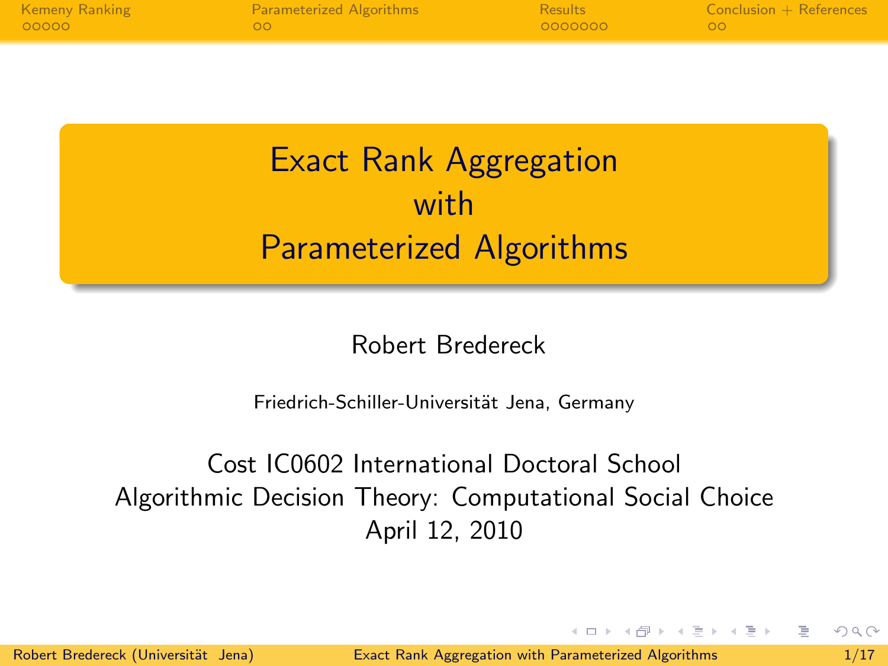# Exact Rank Aggregation with Parameterized Algorithms

Robert Bredereck

Friedrich-Schiller-Universität Jena, Germany

Cost IC0602 International Doctoral School
Algorithmic Decision Theory: Computational Social Choice
April 12, 2010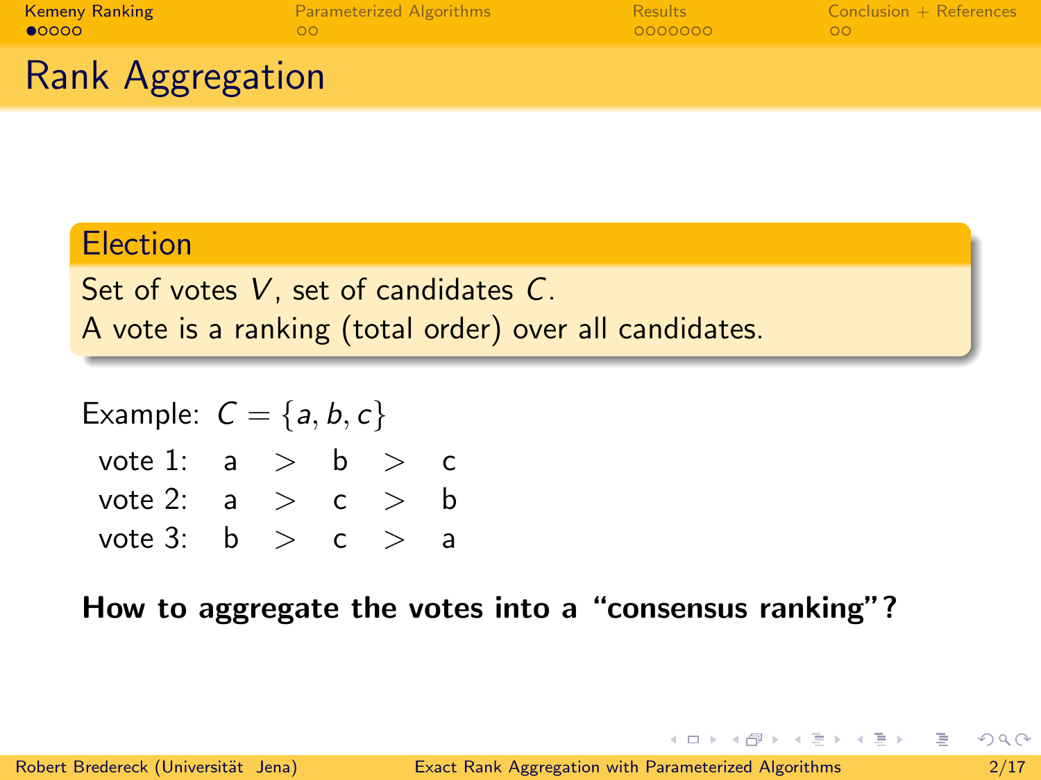# Rank Aggregation

**Election**

Set of votes $V$, set of candidates $C$.
A vote is a ranking (total order) over all candidates.

Example: $C = \{a, b, c\}$

| | | | | | |
|---|---|---|---|---|---|
| vote 1: | a | $>$ | b | $>$ | c |
| vote 2: | a | $>$ | c | $>$ | b |
| vote 3: | b | $>$ | c | $>$ | a |

**How to aggregate the votes into a "consensus ranking"?**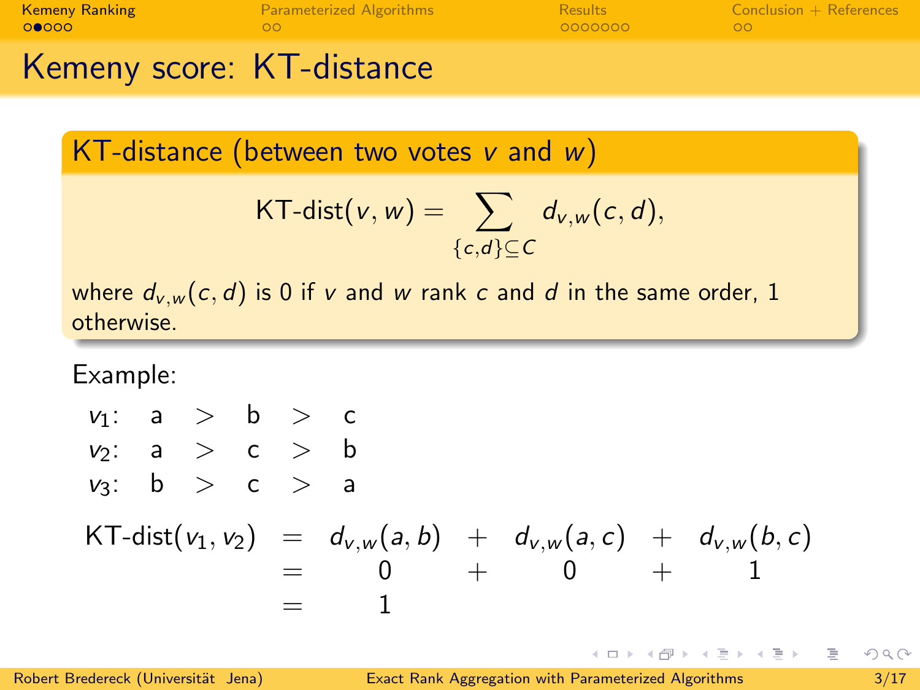# Kemeny score: KT-distance

**KT-distance (between two votes $v$ and $w$)**

$$\text{KT-dist}(v, w) = \sum_{\{c,d\} \subseteq C} d_{v,w}(c, d),$$

where $d_{v,w}(c, d)$ is 0 if $v$ and $w$ rank $c$ and $d$ in the same order, 1 otherwise.

Example:

$v_1$: a > b > c
$v_2$: a > c > b
$v_3$: b > c > a

$$\begin{aligned} \text{KT-dist}(v_1, v_2) &= d_{v,w}(a, b) + d_{v,w}(a, c) + d_{v,w}(b, c) \\ &= 0 + 0 + 1 \\ &= 1 \end{aligned}$$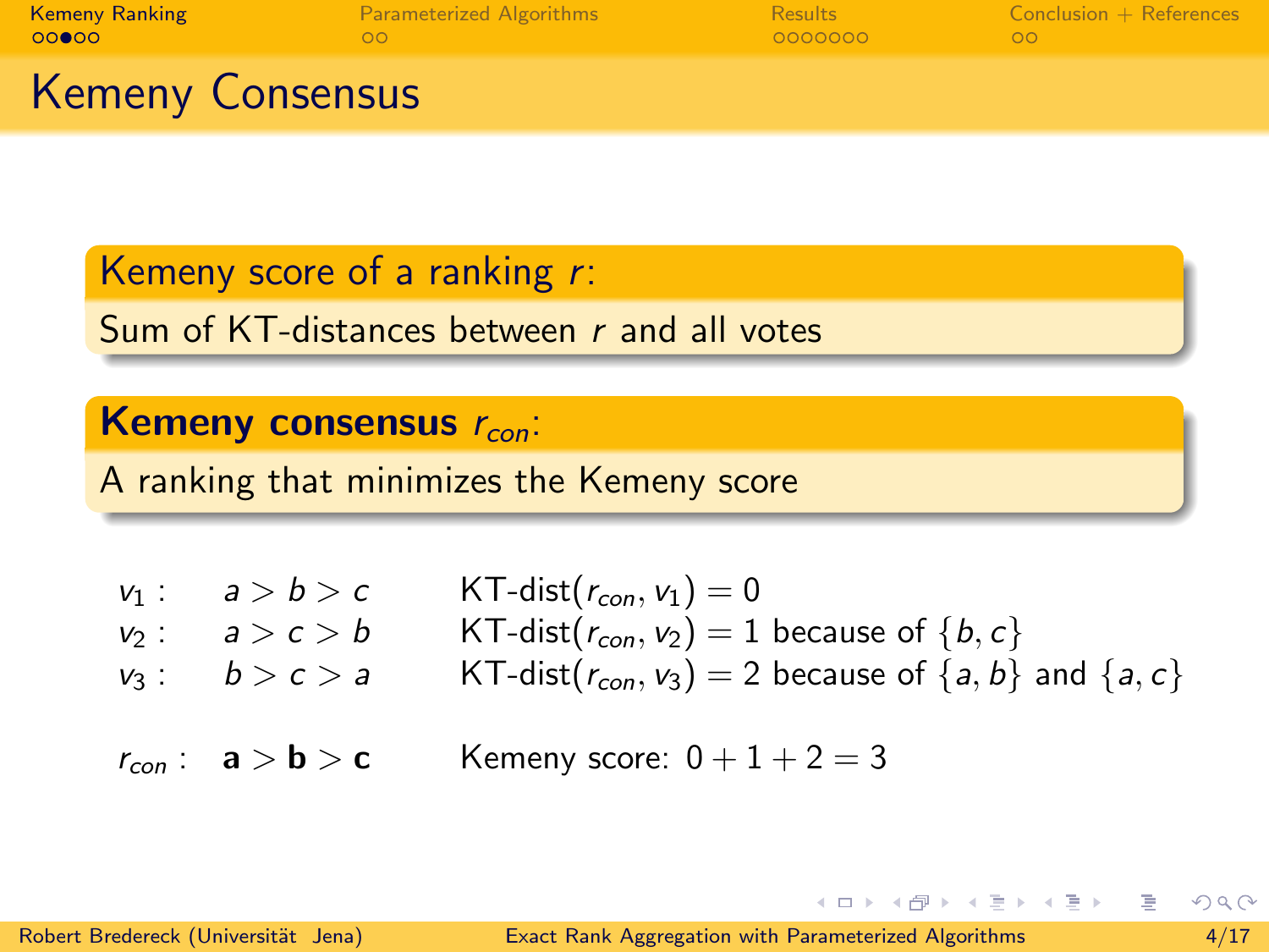# Kemeny Consensus

**Kemeny score of a ranking $r$:**

Sum of KT-distances between $r$ and all votes

**Kemeny consensus $r_{con}$:**

A ranking that minimizes the Kemeny score

| | | |
|---|---|---|
| $v_1$ : | $a > b > c$ | KT-dist$(r_{con}, v_1) = 0$ |
| $v_2$ : | $a > c > b$ | KT-dist$(r_{con}, v_2) = 1$ because of $\{b, c\}$ |
| $v_3$ : | $b > c > a$ | KT-dist$(r_{con}, v_3) = 2$ because of $\{a, b\}$ and $\{a, c\}$ |
| $r_{con}$ : | $\mathbf{a} > \mathbf{b} > \mathbf{c}$ | Kemeny score: $0 + 1 + 2 = 3$ |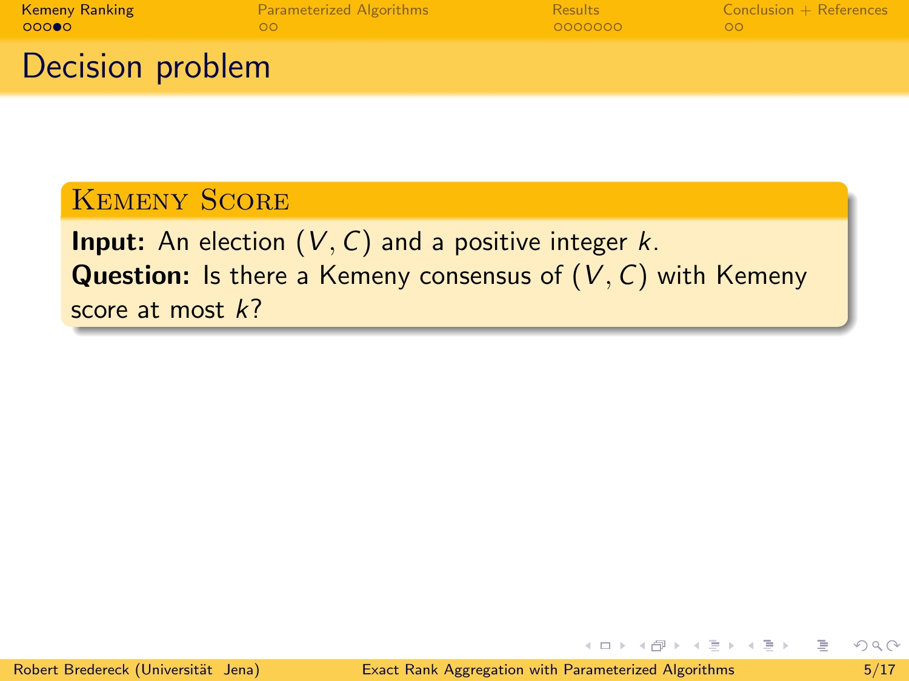# Decision problem

**Kemeny Score**

**Input:** An election $(V, C)$ and a positive integer $k$.
**Question:** Is there a Kemeny consensus of $(V, C)$ with Kemeny score at most $k$?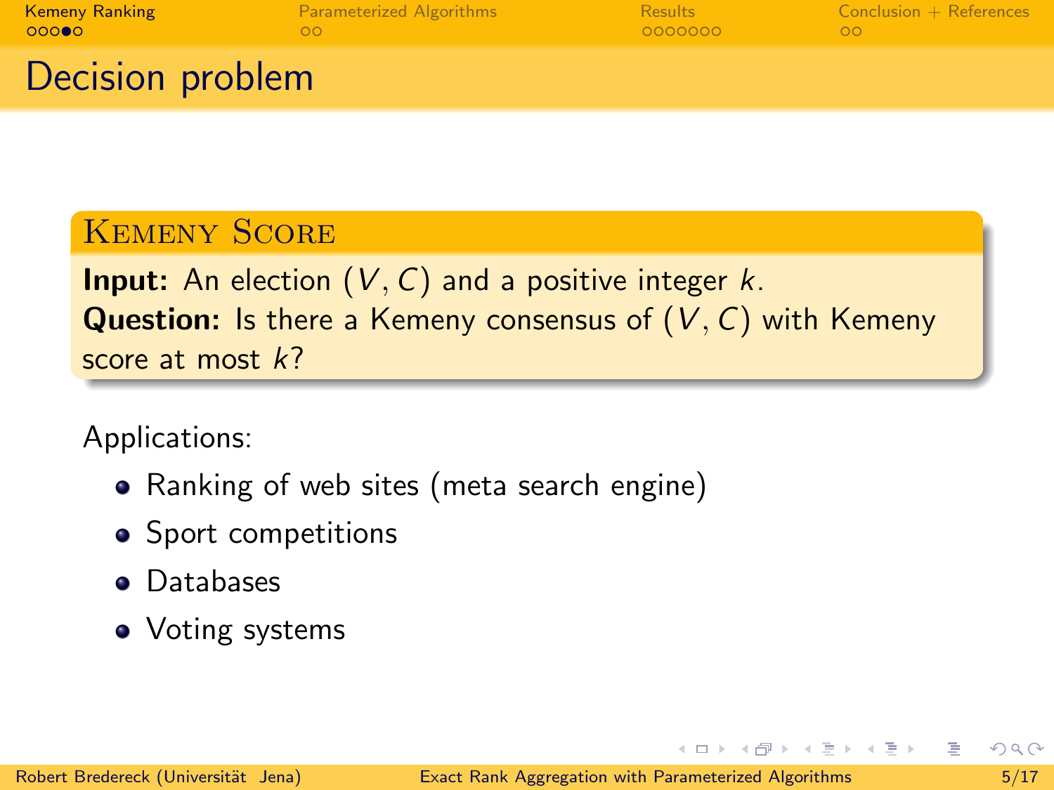# Decision problem

**Kemeny Score**

**Input:** An election $(V, C)$ and a positive integer $k$.
**Question:** Is there a Kemeny consensus of $(V, C)$ with Kemeny score at most $k$?

Applications:

- Ranking of web sites (meta search engine)
- Sport competitions
- Databases
- Voting systems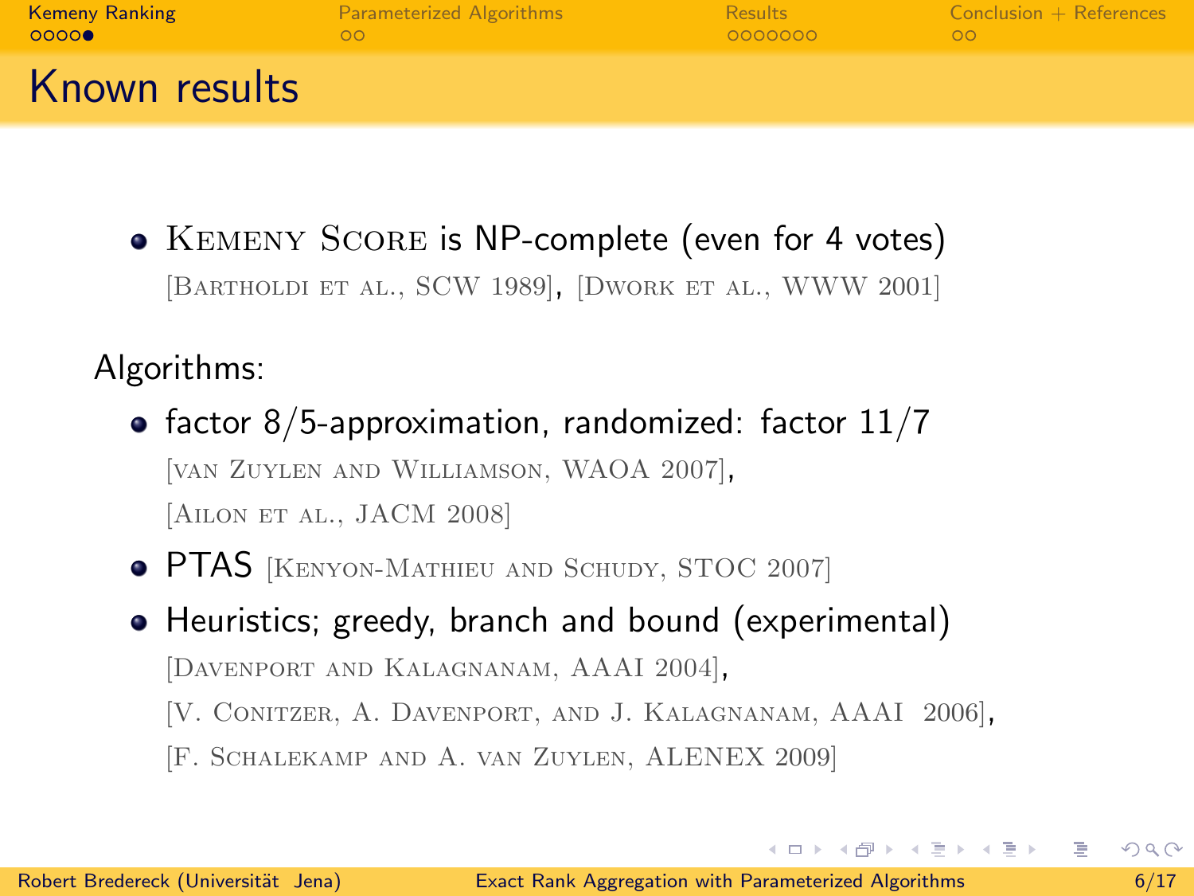## Known results

- KEMENY SCORE is NP-complete (even for 4 votes)
  [BARTHOLDI ET AL., SCW 1989], [DWORK ET AL., WWW 2001]

Algorithms:

- factor 8/5-approximation, randomized: factor 11/7
  [VAN ZUYLEN AND WILLIAMSON, WAOA 2007],
  [AILON ET AL., JACM 2008]
- PTAS [KENYON-MATHIEU AND SCHUDY, STOC 2007]
- Heuristics; greedy, branch and bound (experimental)
  [DAVENPORT AND KALAGNANAM, AAAI 2004],
  [V. CONITZER, A. DAVENPORT, AND J. KALAGNANAM, AAAI 2006],
  [F. SCHALEKAMP AND A. VAN ZUYLEN, ALENEX 2009]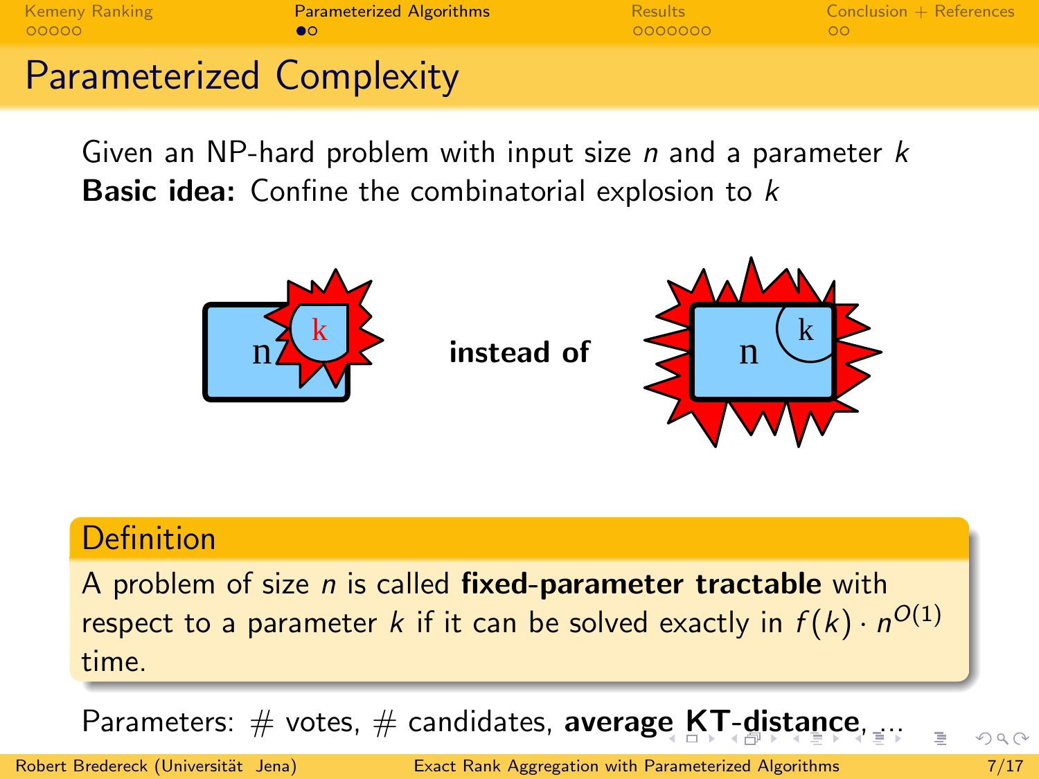# Parameterized Complexity

Given an NP-hard problem with input size $n$ and a parameter $k$

**Basic idea:** Confine the combinatorial explosion to $k$

**instead of**

## Definition

A problem of size $n$ is called **fixed-parameter tractable** with respect to a parameter $k$ if it can be solved exactly in $f(k) \cdot n^{O(1)}$ time.

Parameters: # votes, # candidates, **average KT-distance**, ...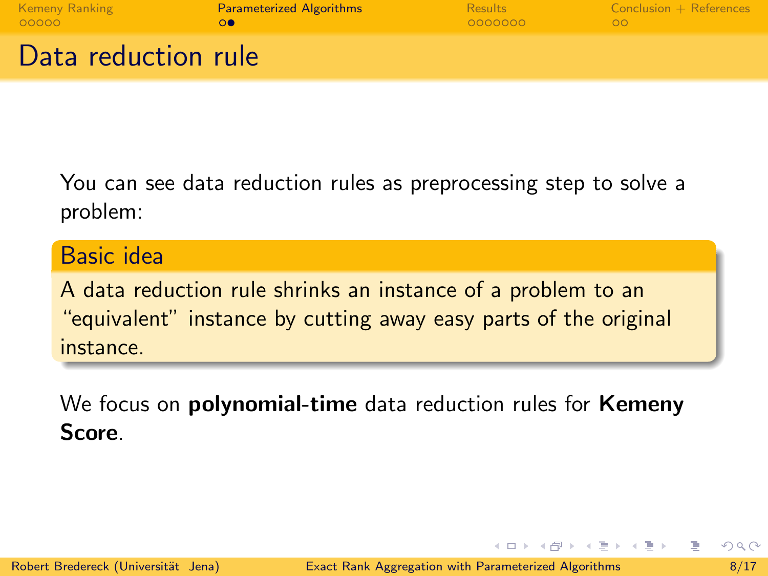# Data reduction rule

You can see data reduction rules as preprocessing step to solve a problem:

**Basic idea**

A data reduction rule shrinks an instance of a problem to an "equivalent" instance by cutting away easy parts of the original instance.

We focus on **polynomial-time** data reduction rules for **Kemeny Score**.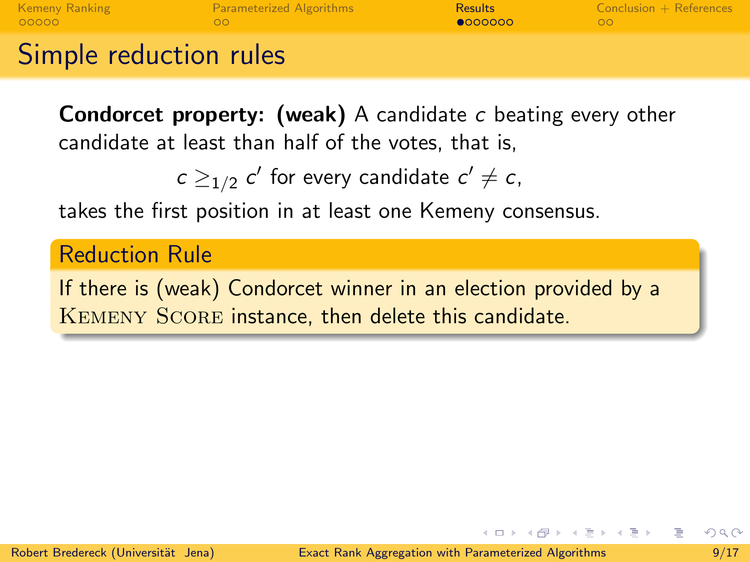# Simple reduction rules

**Condorcet property: (weak)** A candidate $c$ beating every other candidate at least than half of the votes, that is,

$$c \geq_{1/2} c' \text{ for every candidate } c' \neq c,$$

takes the first position in at least one Kemeny consensus.

### Reduction Rule

If there is (weak) Condorcet winner in an election provided by a KEMENY SCORE instance, then delete this candidate.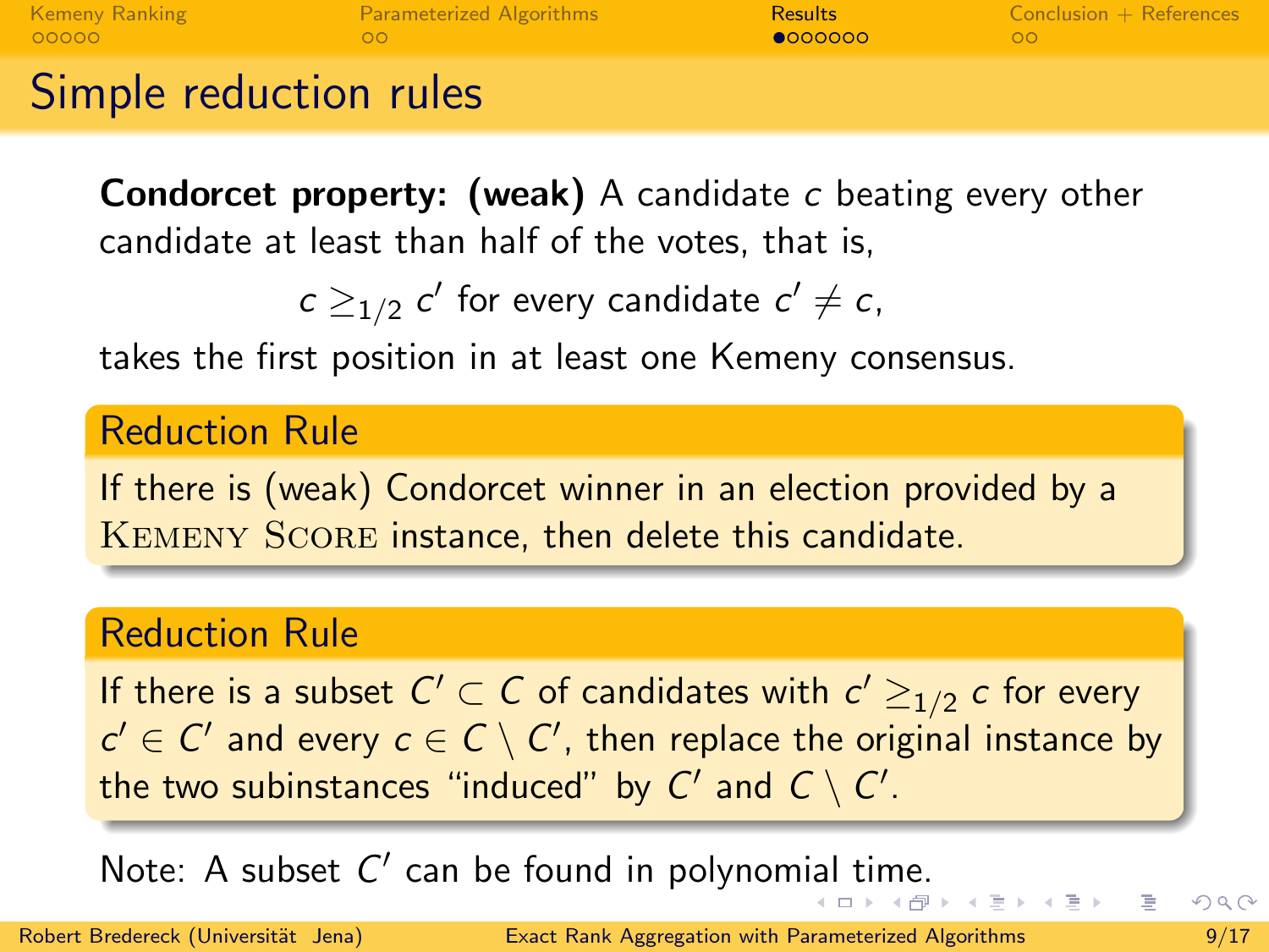# Simple reduction rules

**Condorcet property: (weak)** A candidate $c$ beating every other candidate at least than half of the votes, that is,

$$c \geq_{1/2} c' \text{ for every candidate } c' \neq c,$$

takes the first position in at least one Kemeny consensus.

### Reduction Rule

If there is (weak) Condorcet winner in an election provided by a Kemeny Score instance, then delete this candidate.

### Reduction Rule

If there is a subset $C' \subset C$ of candidates with $c' \geq_{1/2} c$ for every $c' \in C'$ and every $c \in C \setminus C'$, then replace the original instance by the two subinstances "induced" by $C'$ and $C \setminus C'$.

Note: A subset $C'$ can be found in polynomial time.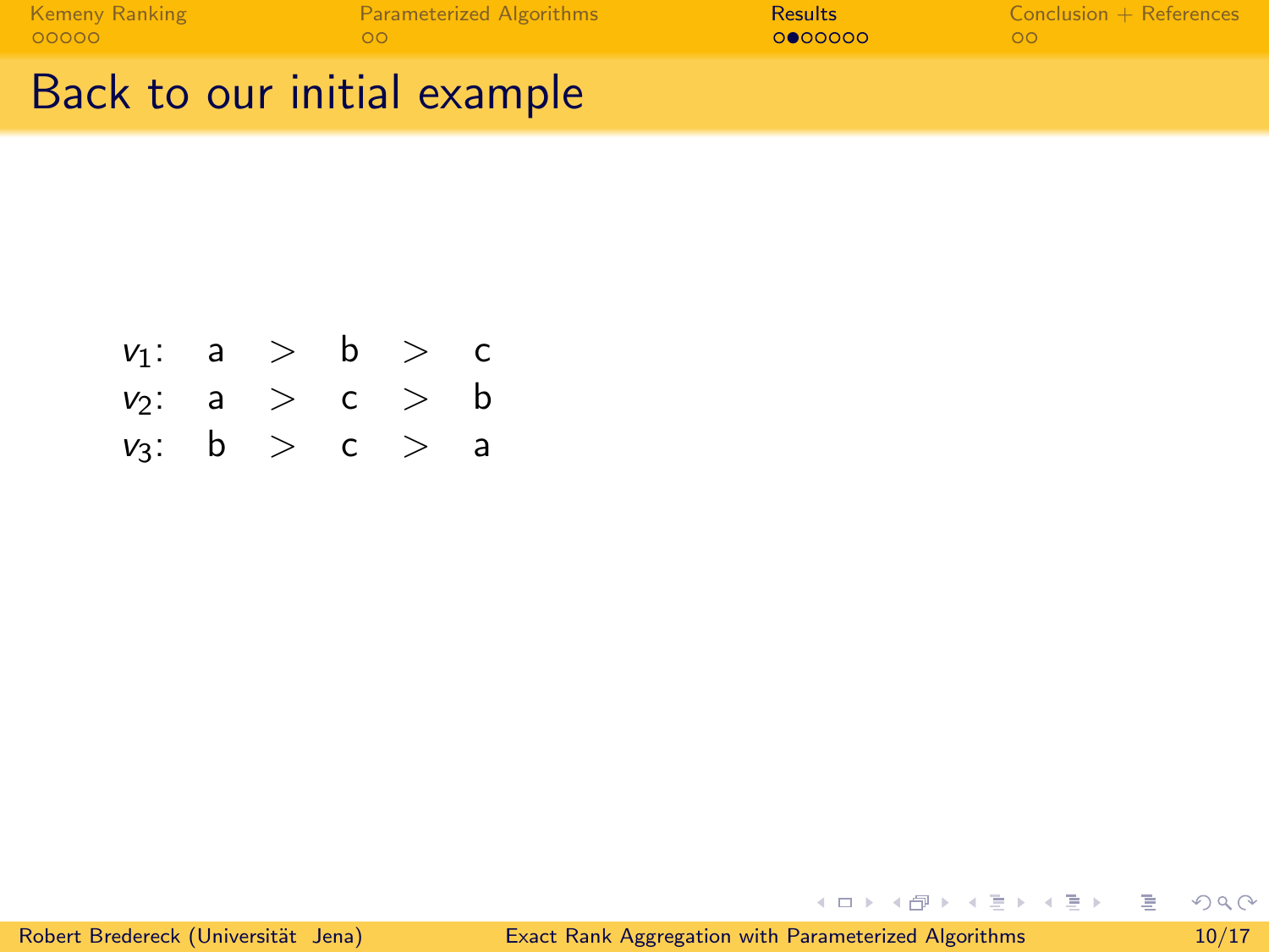# Back to our initial example

$v_1$: a > b > c

$v_2$: a > c > b

$v_3$: b > c > a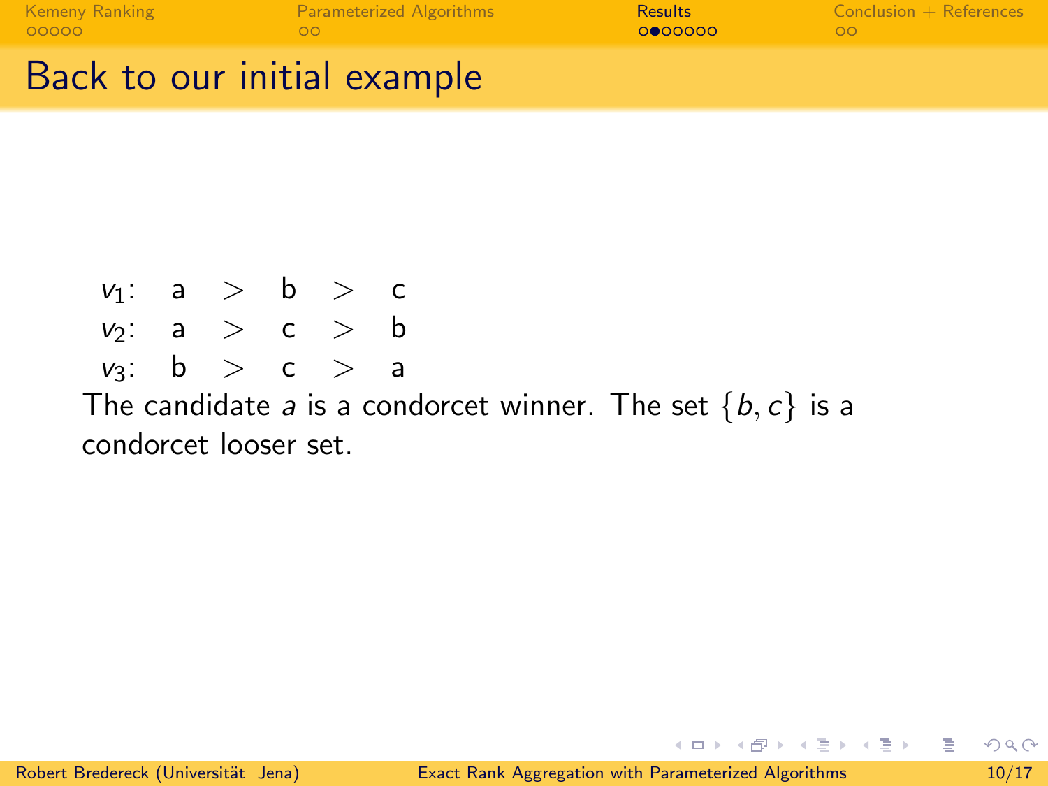# Back to our initial example

| | | | | | |
|---|---|---|---|---|---|
| $v_1$: | a | > | b | > | c |
| $v_2$: | a | > | c | > | b |
| $v_3$: | b | > | c | > | a |

The candidate $a$ is a condorcet winner. The set $\{b, c\}$ is a condorcet looser set.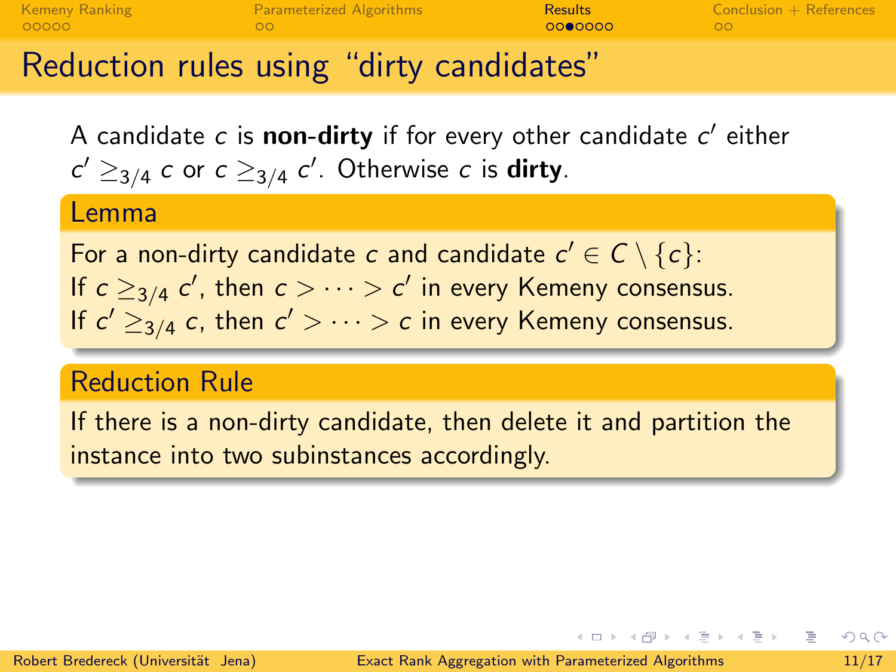# Reduction rules using "dirty candidates"

A candidate $c$ is **non-dirty** if for every other candidate $c'$ either $c' \geq_{3/4} c$ or $c \geq_{3/4} c'$. Otherwise $c$ is **dirty**.

## Lemma

For a non-dirty candidate $c$ and candidate $c' \in C \setminus \{c\}$:
If $c \geq_{3/4} c'$, then $c > \cdots > c'$ in every Kemeny consensus.
If $c' \geq_{3/4} c$, then $c' > \cdots > c$ in every Kemeny consensus.

## Reduction Rule

If there is a non-dirty candidate, then delete it and partition the instance into two subinstances accordingly.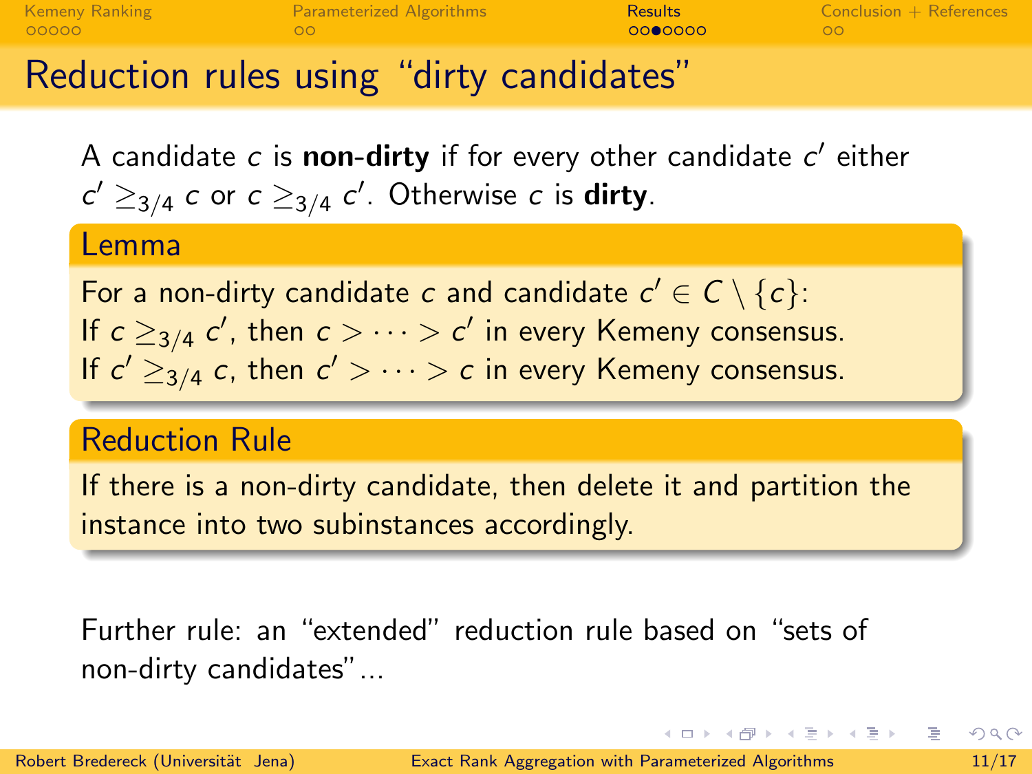# Reduction rules using "dirty candidates"

A candidate $c$ is **non-dirty** if for every other candidate $c'$ either $c' \geq_{3/4} c$ or $c \geq_{3/4} c'$. Otherwise $c$ is **dirty**.

**Lemma**

For a non-dirty candidate $c$ and candidate $c' \in C \setminus \{c\}$:
If $c \geq_{3/4} c'$, then $c > \cdots > c'$ in every Kemeny consensus.
If $c' \geq_{3/4} c$, then $c' > \cdots > c$ in every Kemeny consensus.

**Reduction Rule**

If there is a non-dirty candidate, then delete it and partition the instance into two subinstances accordingly.

Further rule: an "extended" reduction rule based on "sets of non-dirty candidates"...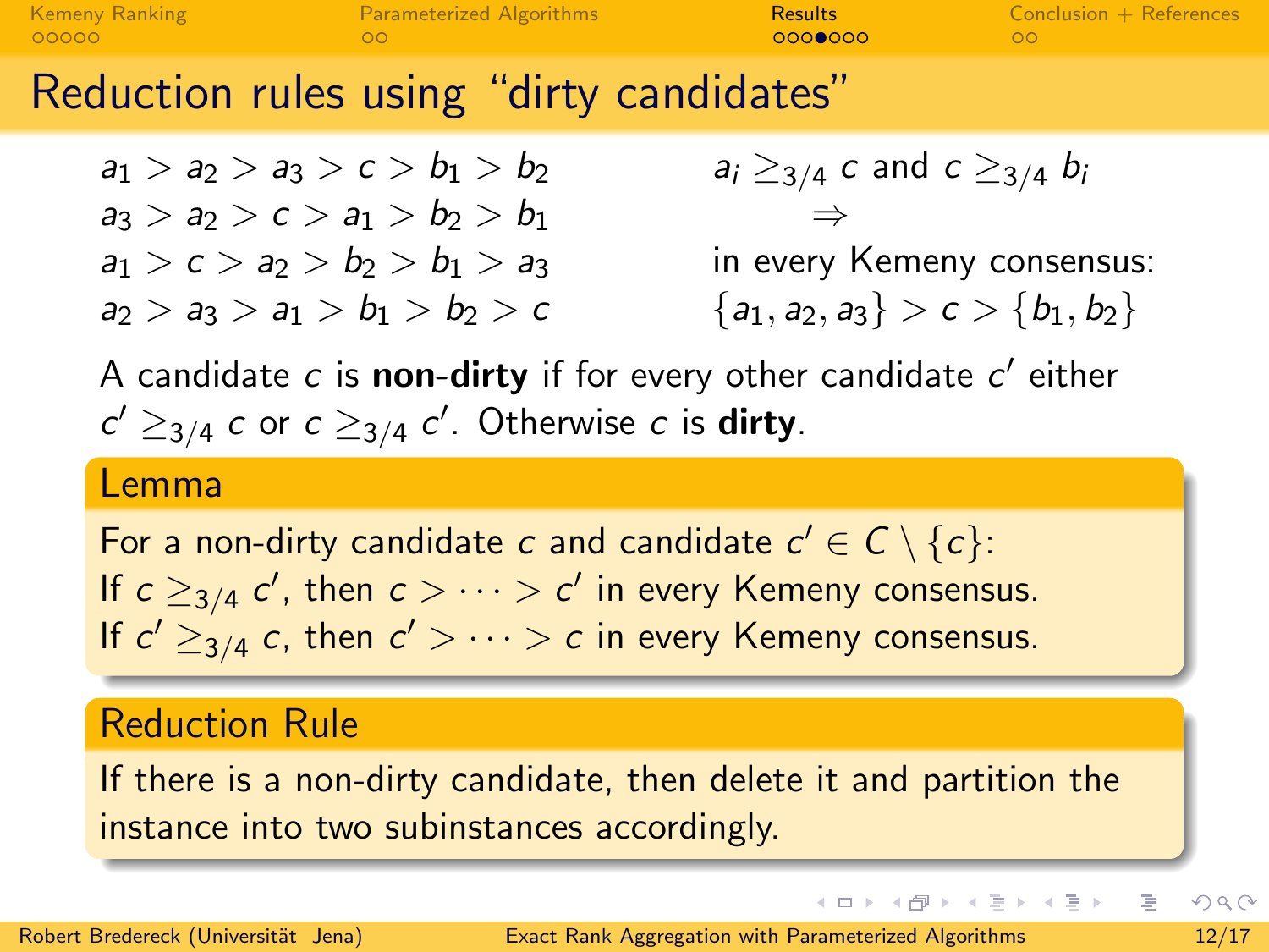# Reduction rules using "dirty candidates"

$a_1 > a_2 > a_3 > c > b_1 > b_2$
$a_3 > a_2 > c > a_1 > b_2 > b_1$
$a_1 > c > a_2 > b_2 > b_1 > a_3$
$a_2 > a_3 > a_1 > b_1 > b_2 > c$

$a_i \geq_{3/4} c$ and $c \geq_{3/4} b_i$
$\Rightarrow$
in every Kemeny consensus:
$\{a_1, a_2, a_3\} > c > \{b_1, b_2\}$

A candidate $c$ is **non-dirty** if for every other candidate $c'$ either $c' \geq_{3/4} c$ or $c \geq_{3/4} c'$. Otherwise $c$ is **dirty**.

## Lemma

For a non-dirty candidate $c$ and candidate $c' \in C \setminus \{c\}$:
If $c \geq_{3/4} c'$, then $c > \cdots > c'$ in every Kemeny consensus.
If $c' \geq_{3/4} c$, then $c' > \cdots > c$ in every Kemeny consensus.

## Reduction Rule

If there is a non-dirty candidate, then delete it and partition the instance into two subinstances accordingly.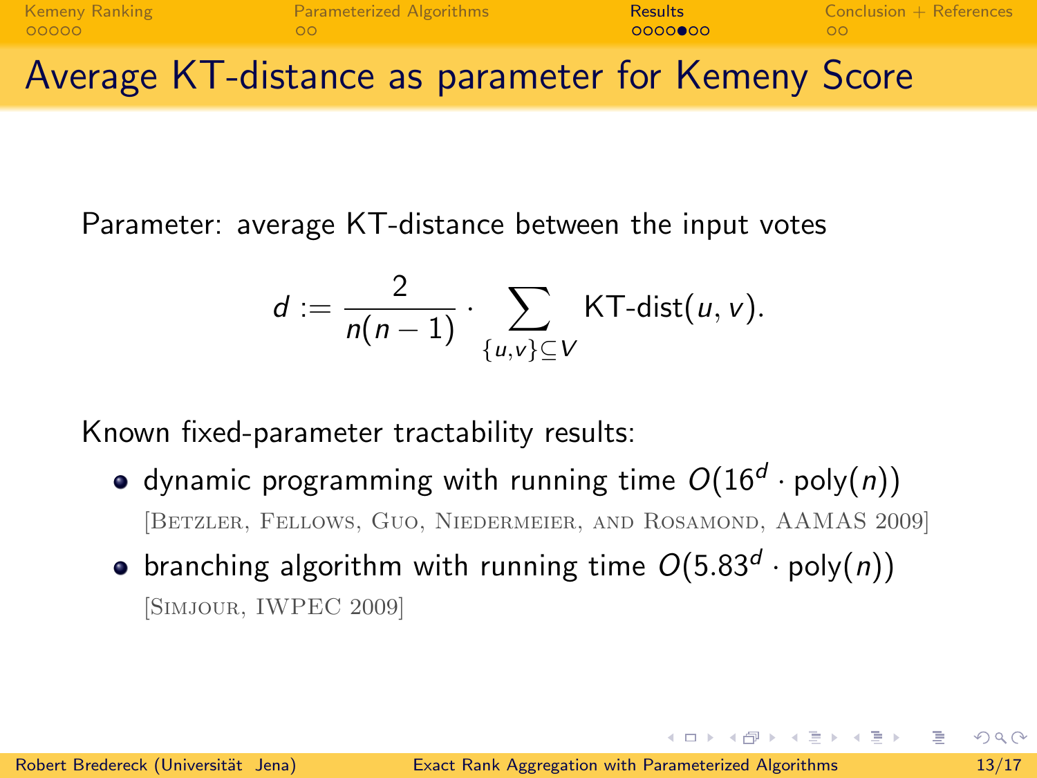# Average KT-distance as parameter for Kemeny Score

Parameter: average KT-distance between the input votes

$$d := \frac{2}{n(n-1)} \cdot \sum_{\{u,v\} \subseteq V} \text{KT-dist}(u, v).$$

Known fixed-parameter tractability results:

- dynamic programming with running time $O(16^d \cdot \text{poly}(n))$
  [Betzler, Fellows, Guo, Niedermeier, and Rosamond, AAMAS 2009]
- branching algorithm with running time $O(5.83^d \cdot \text{poly}(n))$
  [Simjour, IWPEC 2009]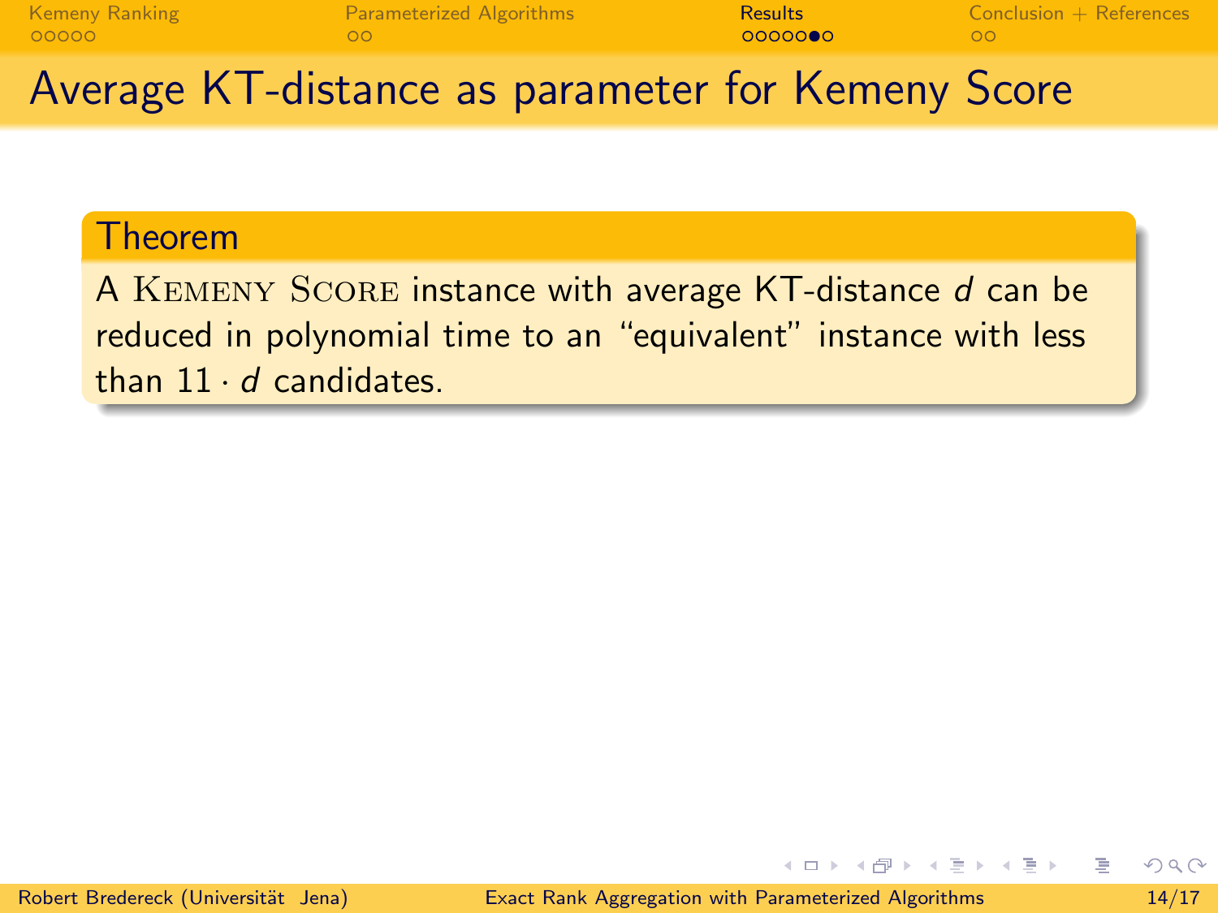# Average KT-distance as parameter for Kemeny Score

**Theorem**

A Kemeny Score instance with average KT-distance $d$ can be reduced in polynomial time to an "equivalent" instance with less than $11 \cdot d$ candidates.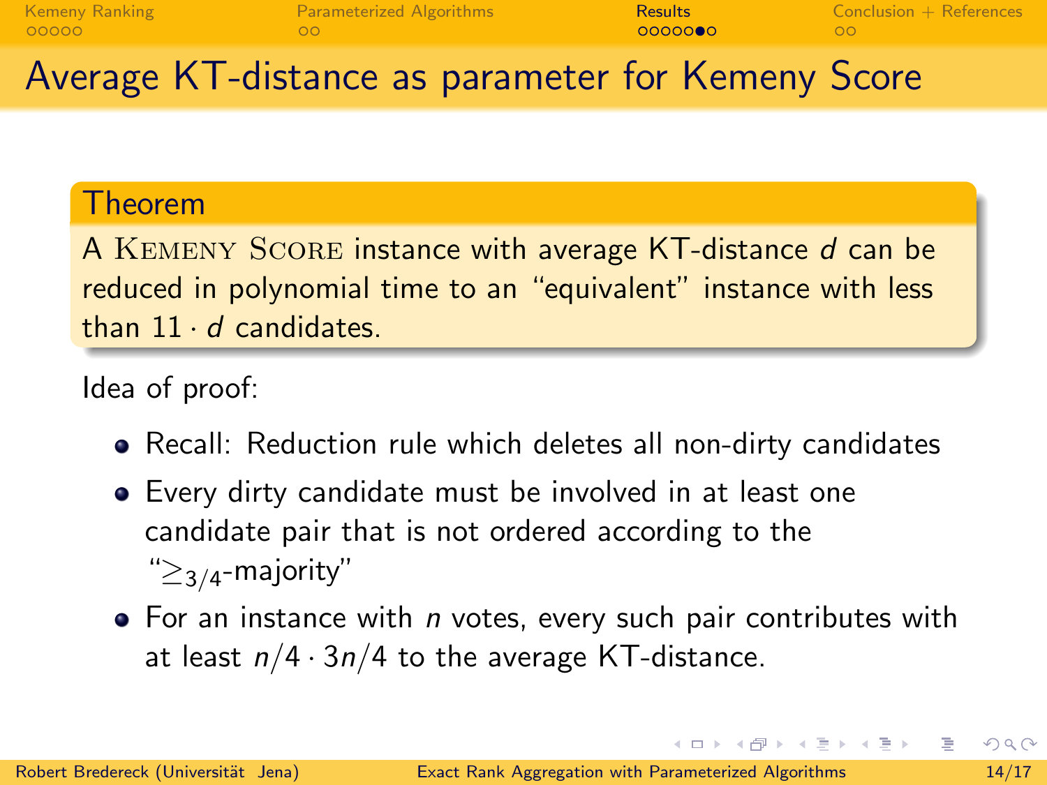# Average KT-distance as parameter for Kemeny Score

**Theorem**

A KEMENY SCORE instance with average KT-distance $d$ can be reduced in polynomial time to an "equivalent" instance with less than $11 \cdot d$ candidates.

Idea of proof:

- Recall: Reduction rule which deletes all non-dirty candidates
- Every dirty candidate must be involved in at least one candidate pair that is not ordered according to the "$\geq_{3/4}$-majority"
- For an instance with $n$ votes, every such pair contributes with at least $n/4 \cdot 3n/4$ to the average KT-distance.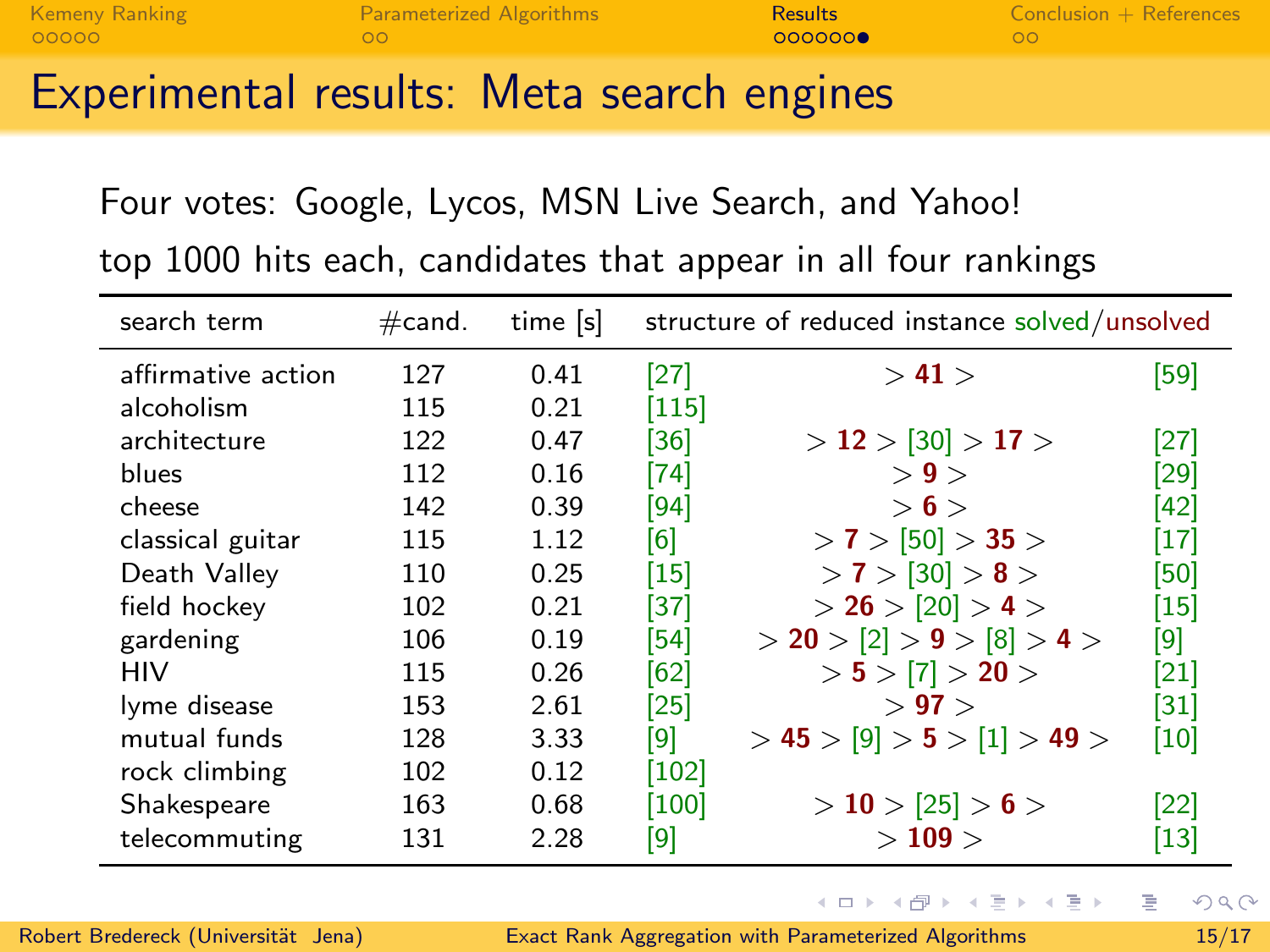# Experimental results: Meta search engines

Four votes: Google, Lycos, MSN Live Search, and Yahoo!

top 1000 hits each, candidates that appear in all four rankings

| search term | #cand. | time [s] | structure of reduced instance solved/unsolved | | |
|---|---|---|---|---|---|
| affirmative action | 127 | 0.41 | [27] | > **41** > | [59] |
| alcoholism | 115 | 0.21 | [115] | | |
| architecture | 122 | 0.47 | [36] | > **12** > [30] > **17** > | [27] |
| blues | 112 | 0.16 | [74] | > **9** > | [29] |
| cheese | 142 | 0.39 | [94] | > **6** > | [42] |
| classical guitar | 115 | 1.12 | [6] | > **7** > [50] > **35** > | [17] |
| Death Valley | 110 | 0.25 | [15] | > **7** > [30] > **8** > | [50] |
| field hockey | 102 | 0.21 | [37] | > **26** > [20] > **4** > | [15] |
| gardening | 106 | 0.19 | [54] | > **20** > [2] > **9** > [8] > **4** > | [9] |
| HIV | 115 | 0.26 | [62] | > **5** > [7] > **20** > | [21] |
| lyme disease | 153 | 2.61 | [25] | > **97** > | [31] |
| mutual funds | 128 | 3.33 | [9] | > **45** > [9] > **5** > [1] > **49** > | [10] |
| rock climbing | 102 | 0.12 | [102] | | |
| Shakespeare | 163 | 0.68 | [100] | > **10** > [25] > **6** > | [22] |
| telecommuting | 131 | 2.28 | [9] | > **109** > | [13] |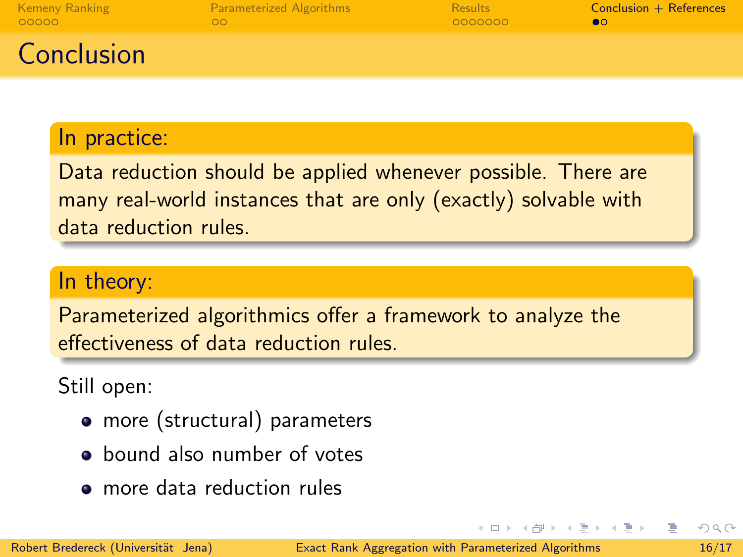# Conclusion

**In practice:**

Data reduction should be applied whenever possible. There are many real-world instances that are only (exactly) solvable with data reduction rules.

**In theory:**

Parameterized algorithmics offer a framework to analyze the effectiveness of data reduction rules.

Still open:

- more (structural) parameters
- bound also number of votes
- more data reduction rules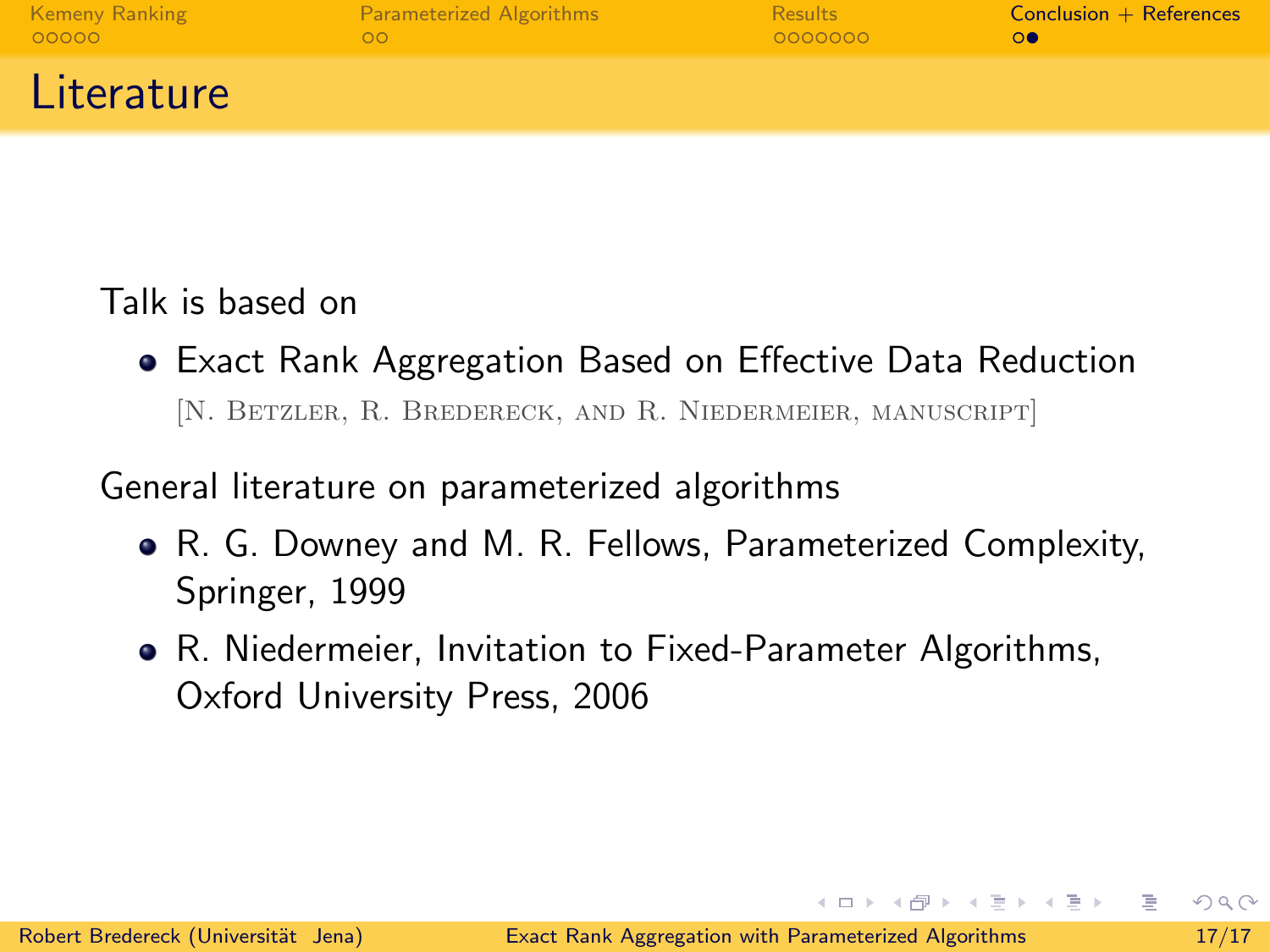# Literature

Talk is based on

- Exact Rank Aggregation Based on Effective Data Reduction
  [N. Betzler, R. Bredereck, and R. Niedermeier, manuscript]

General literature on parameterized algorithms

- R. G. Downey and M. R. Fellows, Parameterized Complexity, Springer, 1999
- R. Niedermeier, Invitation to Fixed-Parameter Algorithms, Oxford University Press, 2006